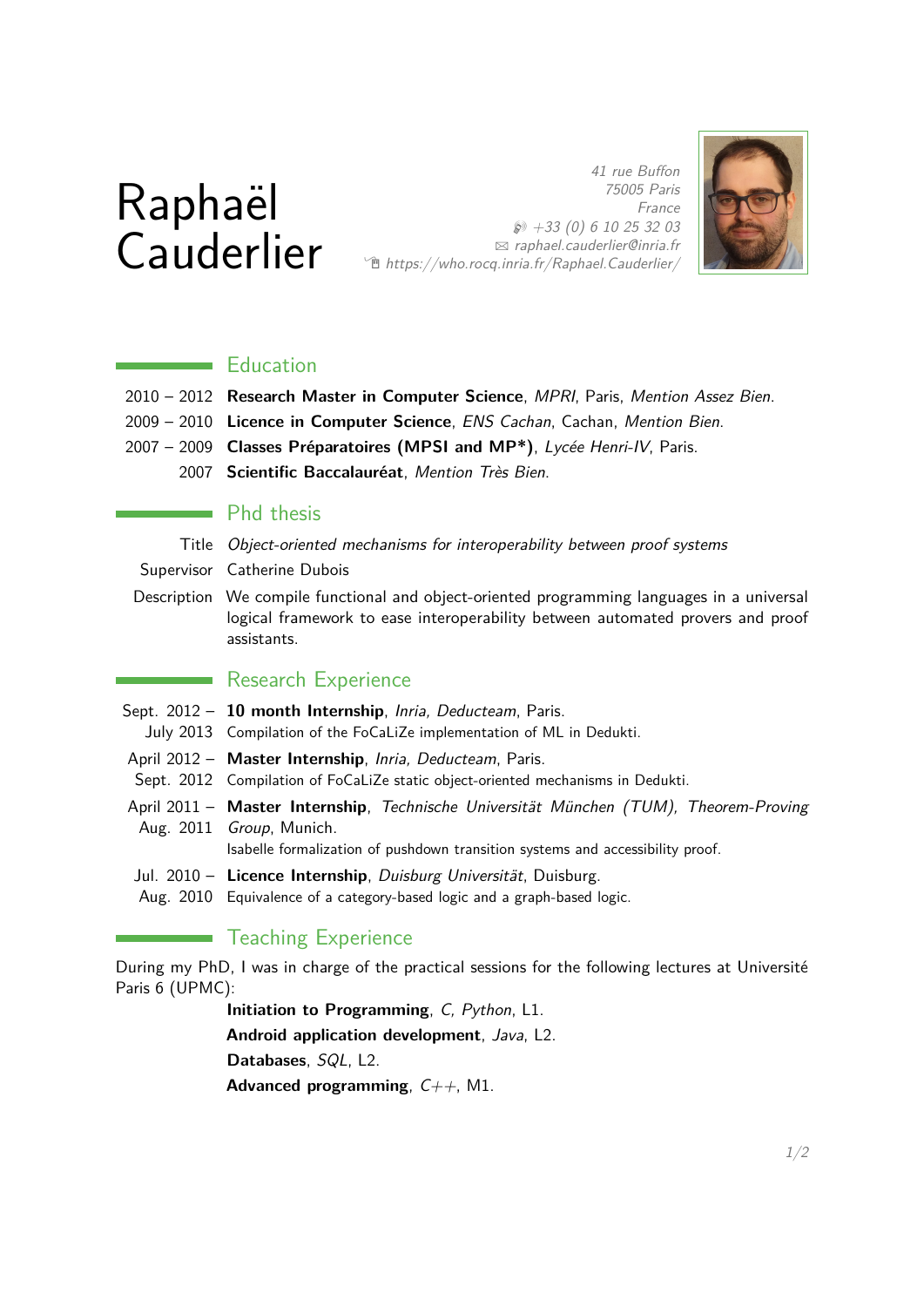# Raphaël Cauderlier

*41 rue Buffon*
*75005 Paris*
*France*
*+33 (0) 6 10 25 32 03*
*raphael.cauderlier@inria.fr*
*https://who.rocq.inria.fr/Raphael.Cauderlier/*

## Education

2010 – 2012 **Research Master in Computer Science**, *MPRI*, Paris, *Mention Assez Bien*.

2009 – 2010 **Licence in Computer Science**, *ENS Cachan*, Cachan, *Mention Bien*.

2007 – 2009 **Classes Préparatoires (MPSI and MP\*)**, *Lycée Henri-IV*, Paris.

2007 **Scientific Baccalauréat**, *Mention Très Bien*.

## Phd thesis

Title *Object-oriented mechanisms for interoperability between proof systems*

Supervisor Catherine Dubois

Description We compile functional and object-oriented programming languages in a universal logical framework to ease interoperability between automated provers and proof assistants.

## Research Experience

Sept. 2012 – July 2013 **10 month Internship**, *Inria, Deducteam*, Paris.
Compilation of the FoCaLiZe implementation of ML in Dedukti.

April 2012 – Sept. 2012 **Master Internship**, *Inria, Deducteam*, Paris.
Compilation of FoCaLiZe static object-oriented mechanisms in Dedukti.

April 2011 – Aug. 2011 **Master Internship**, *Technische Universität München (TUM), Theorem-Proving Group*, Munich.
Isabelle formalization of pushdown transition systems and accessibility proof.

Jul. 2010 – Aug. 2010 **Licence Internship**, *Duisburg Universität*, Duisburg.
Equivalence of a category-based logic and a graph-based logic.

## Teaching Experience

During my PhD, I was in charge of the practical sessions for the following lectures at Université Paris 6 (UPMC):

**Initiation to Programming**, *C, Python*, L1.

**Android application development**, *Java*, L2.

**Databases**, *SQL*, L2.

**Advanced programming**, *C++*, M1.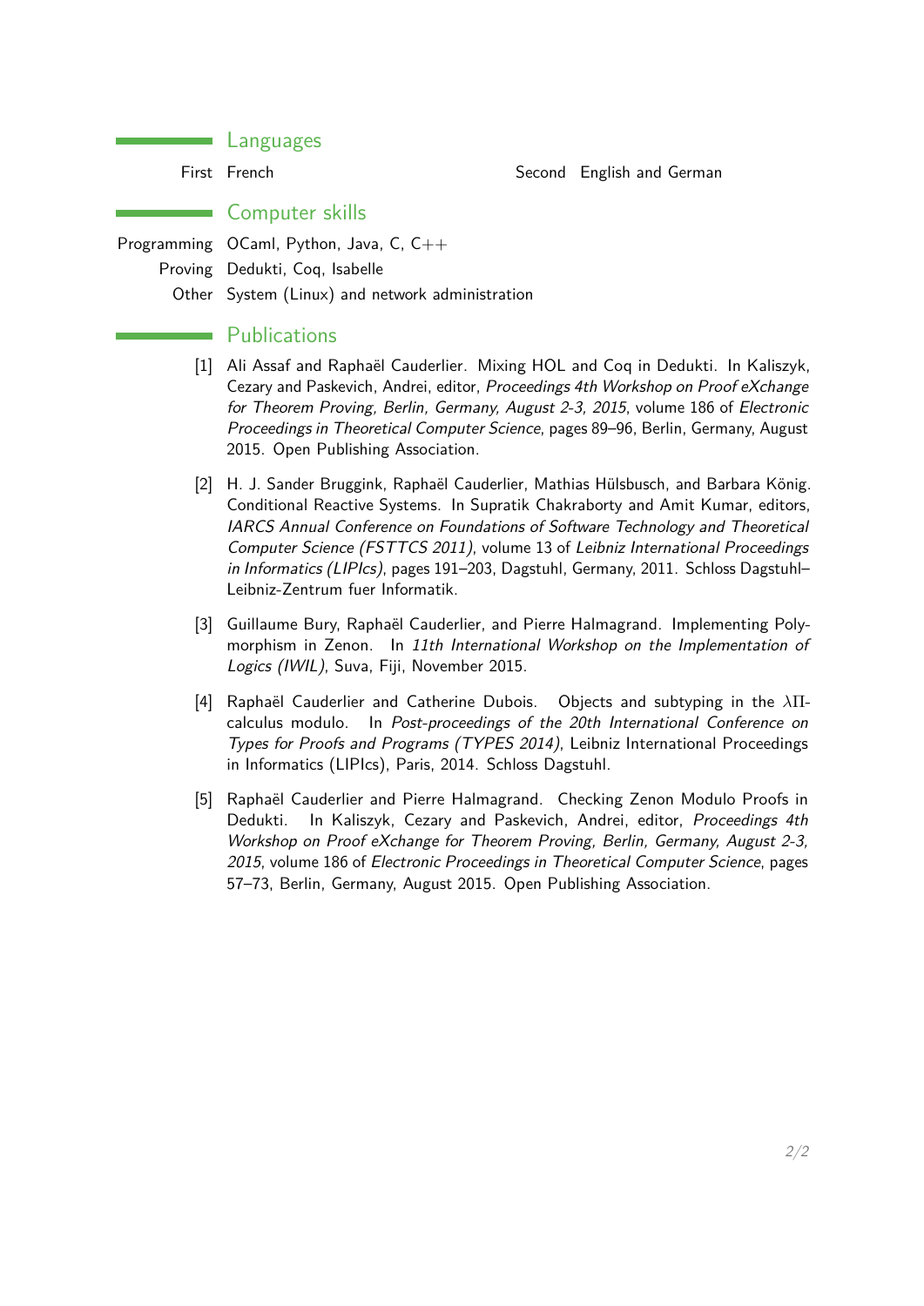## Languages

| | | | |
|---|---|---|---|
| First | French | Second | English and German |

## Computer skills

| | |
|---|---|
| Programming | OCaml, Python, Java, C, C++ |
| Proving | Dedukti, Coq, Isabelle |
| Other | System (Linux) and network administration |

## Publications

[1] Ali Assaf and Raphaël Cauderlier. Mixing HOL and Coq in Dedukti. In Kaliszyk, Cezary and Paskevich, Andrei, editor, *Proceedings 4th Workshop on Proof eXchange for Theorem Proving, Berlin, Germany, August 2-3, 2015*, volume 186 of *Electronic Proceedings in Theoretical Computer Science*, pages 89–96, Berlin, Germany, August 2015. Open Publishing Association.

[2] H. J. Sander Bruggink, Raphaël Cauderlier, Mathias Hülsbusch, and Barbara König. Conditional Reactive Systems. In Supratik Chakraborty and Amit Kumar, editors, *IARCS Annual Conference on Foundations of Software Technology and Theoretical Computer Science (FSTTCS 2011)*, volume 13 of *Leibniz International Proceedings in Informatics (LIPIcs)*, pages 191–203, Dagstuhl, Germany, 2011. Schloss Dagstuhl–Leibniz-Zentrum fuer Informatik.

[3] Guillaume Bury, Raphaël Cauderlier, and Pierre Halmagrand. Implementing Polymorphism in Zenon. In *11th International Workshop on the Implementation of Logics (IWIL)*, Suva, Fiji, November 2015.

[4] Raphaël Cauderlier and Catherine Dubois. Objects and subtyping in the $\lambda\Pi$-calculus modulo. In *Post-proceedings of the 20th International Conference on Types for Proofs and Programs (TYPES 2014)*, Leibniz International Proceedings in Informatics (LIPIcs), Paris, 2014. Schloss Dagstuhl.

[5] Raphaël Cauderlier and Pierre Halmagrand. Checking Zenon Modulo Proofs in Dedukti. In Kaliszyk, Cezary and Paskevich, Andrei, editor, *Proceedings 4th Workshop on Proof eXchange for Theorem Proving, Berlin, Germany, August 2-3, 2015*, volume 186 of *Electronic Proceedings in Theoretical Computer Science*, pages 57–73, Berlin, Germany, August 2015. Open Publishing Association.